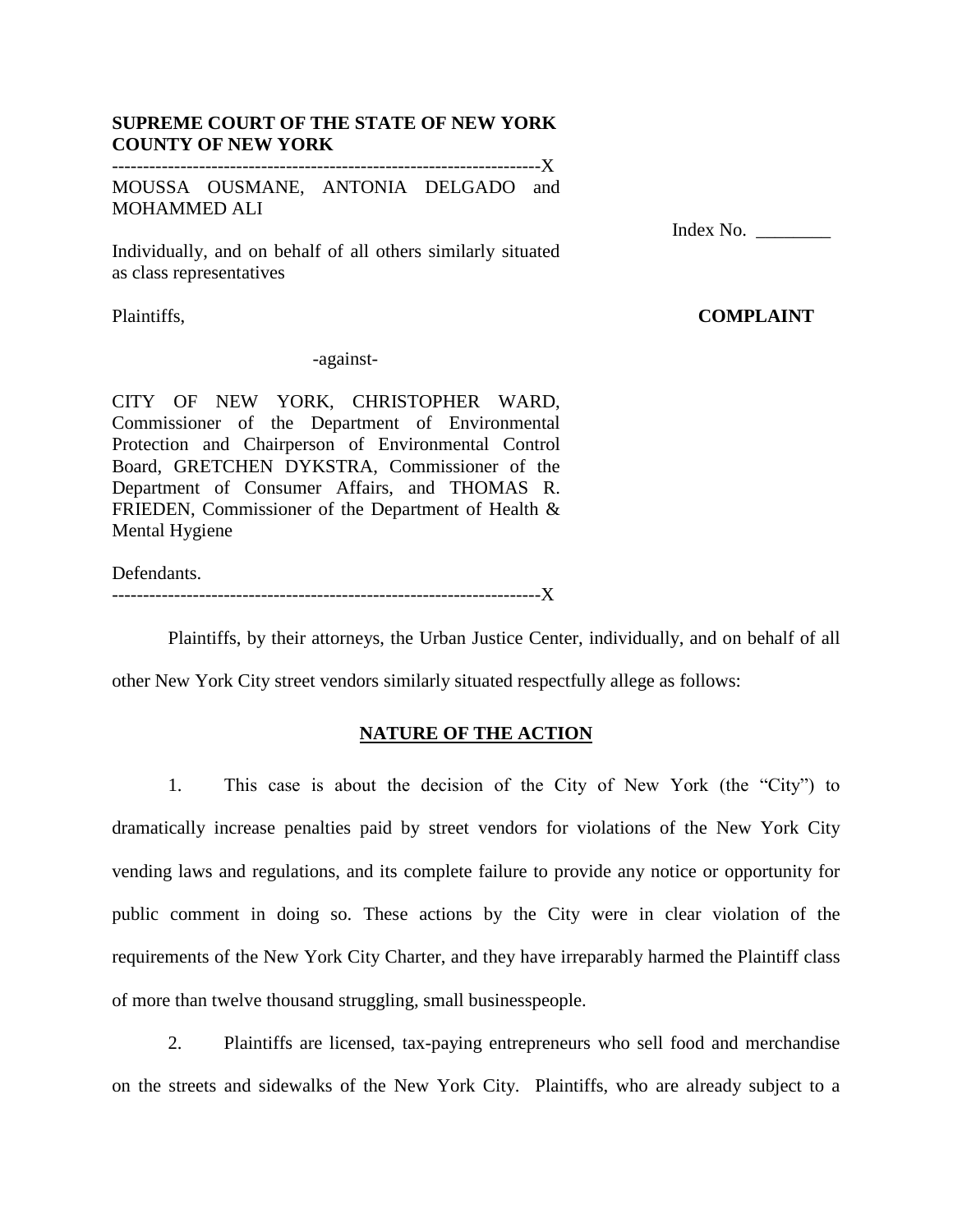**SUPREME COURT OF THE STATE OF NEW YORK**
**COUNTY OF NEW YORK**

---------------------------------------------------------------------X

MOUSSA OUSMANE, ANTONIA DELGADO and MOHAMMED ALI

Index No. ________

Individually, and on behalf of all others similarly situated as class representatives

Plaintiffs,

**COMPLAINT**

-against-

CITY OF NEW YORK, CHRISTOPHER WARD, Commissioner of the Department of Environmental Protection and Chairperson of Environmental Control Board, GRETCHEN DYKSTRA, Commissioner of the Department of Consumer Affairs, and THOMAS R. FRIEDEN, Commissioner of the Department of Health & Mental Hygiene

Defendants.

---------------------------------------------------------------------X

Plaintiffs, by their attorneys, the Urban Justice Center, individually, and on behalf of all other New York City street vendors similarly situated respectfully allege as follows:

## NATURE OF THE ACTION

1. This case is about the decision of the City of New York (the "City") to dramatically increase penalties paid by street vendors for violations of the New York City vending laws and regulations, and its complete failure to provide any notice or opportunity for public comment in doing so. These actions by the City were in clear violation of the requirements of the New York City Charter, and they have irreparably harmed the Plaintiff class of more than twelve thousand struggling, small businesspeople.

2. Plaintiffs are licensed, tax-paying entrepreneurs who sell food and merchandise on the streets and sidewalks of the New York City. Plaintiffs, who are already subject to a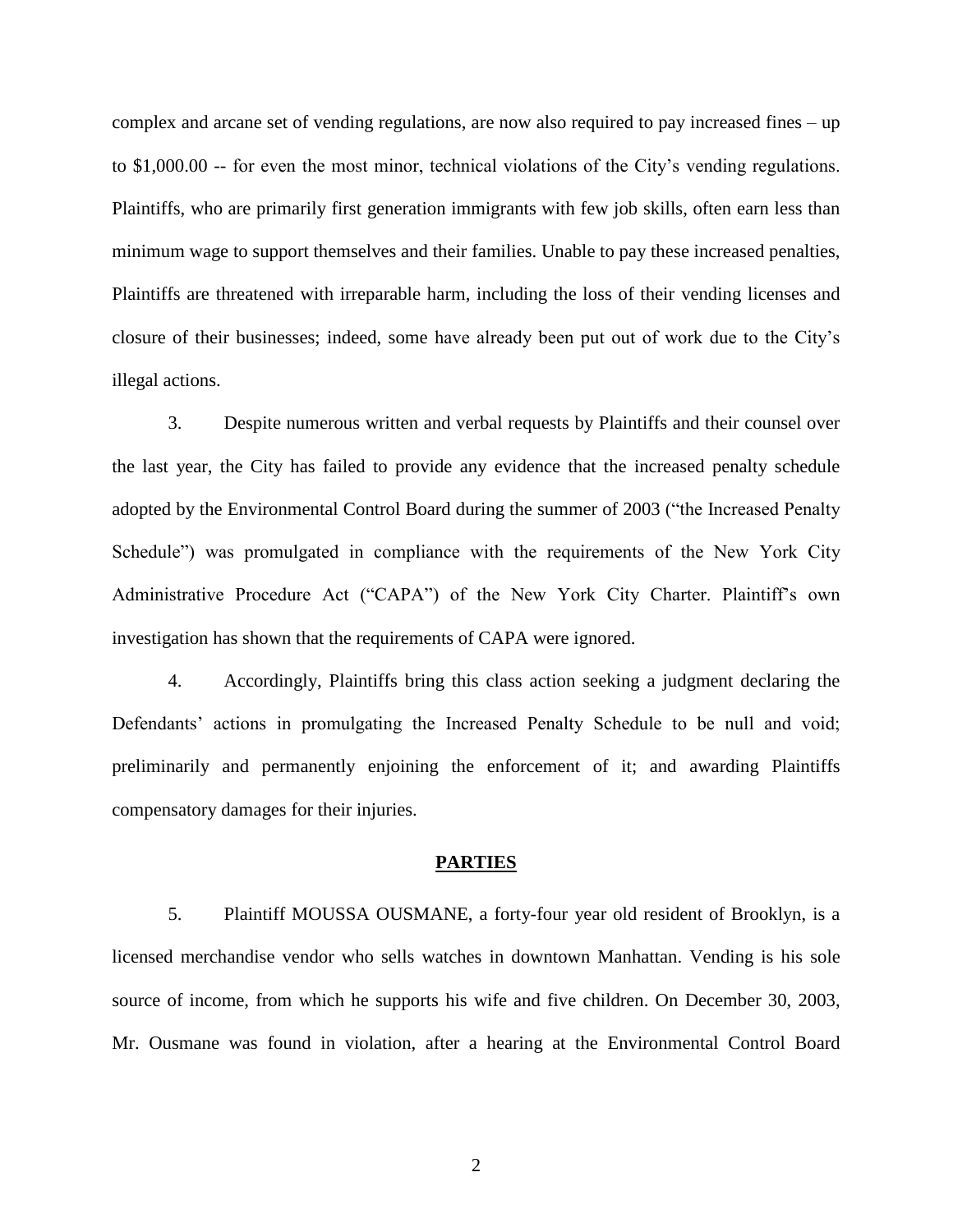complex and arcane set of vending regulations, are now also required to pay increased fines – up to $1,000.00 -- for even the most minor, technical violations of the City's vending regulations. Plaintiffs, who are primarily first generation immigrants with few job skills, often earn less than minimum wage to support themselves and their families. Unable to pay these increased penalties, Plaintiffs are threatened with irreparable harm, including the loss of their vending licenses and closure of their businesses; indeed, some have already been put out of work due to the City's illegal actions.

3. Despite numerous written and verbal requests by Plaintiffs and their counsel over the last year, the City has failed to provide any evidence that the increased penalty schedule adopted by the Environmental Control Board during the summer of 2003 ("the Increased Penalty Schedule") was promulgated in compliance with the requirements of the New York City Administrative Procedure Act ("CAPA") of the New York City Charter. Plaintiff's own investigation has shown that the requirements of CAPA were ignored.

4. Accordingly, Plaintiffs bring this class action seeking a judgment declaring the Defendants' actions in promulgating the Increased Penalty Schedule to be null and void; preliminarily and permanently enjoining the enforcement of it; and awarding Plaintiffs compensatory damages for their injuries.

## PARTIES

5. Plaintiff MOUSSA OUSMANE, a forty-four year old resident of Brooklyn, is a licensed merchandise vendor who sells watches in downtown Manhattan. Vending is his sole source of income, from which he supports his wife and five children. On December 30, 2003, Mr. Ousmane was found in violation, after a hearing at the Environmental Control Board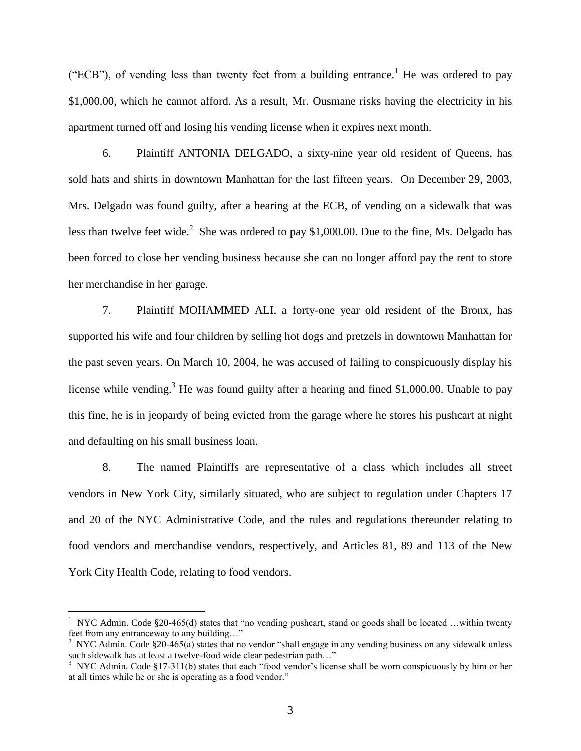("ECB"), of vending less than twenty feet from a building entrance.[1] He was ordered to pay $1,000.00, which he cannot afford. As a result, Mr. Ousmane risks having the electricity in his apartment turned off and losing his vending license when it expires next month.

6. Plaintiff ANTONIA DELGADO, a sixty-nine year old resident of Queens, has sold hats and shirts in downtown Manhattan for the last fifteen years. On December 29, 2003, Mrs. Delgado was found guilty, after a hearing at the ECB, of vending on a sidewalk that was less than twelve feet wide.[2] She was ordered to pay $1,000.00. Due to the fine, Ms. Delgado has been forced to close her vending business because she can no longer afford pay the rent to store her merchandise in her garage.

7. Plaintiff MOHAMMED ALI, a forty-one year old resident of the Bronx, has supported his wife and four children by selling hot dogs and pretzels in downtown Manhattan for the past seven years. On March 10, 2004, he was accused of failing to conspicuously display his license while vending.[3] He was found guilty after a hearing and fined $1,000.00. Unable to pay this fine, he is in jeopardy of being evicted from the garage where he stores his pushcart at night and defaulting on his small business loan.

8. The named Plaintiffs are representative of a class which includes all street vendors in New York City, similarly situated, who are subject to regulation under Chapters 17 and 20 of the NYC Administrative Code, and the rules and regulations thereunder relating to food vendors and merchandise vendors, respectively, and Articles 81, 89 and 113 of the New York City Health Code, relating to food vendors.

---

[1] NYC Admin. Code §20-465(d) states that "no vending pushcart, stand or goods shall be located …within twenty feet from any entranceway to any building…"

[2] NYC Admin. Code §20-465(a) states that no vendor "shall engage in any vending business on any sidewalk unless such sidewalk has at least a twelve-food wide clear pedestrian path…"

[3] NYC Admin. Code §17-311(b) states that each "food vendor's license shall be worn conspicuously by him or her at all times while he or she is operating as a food vendor."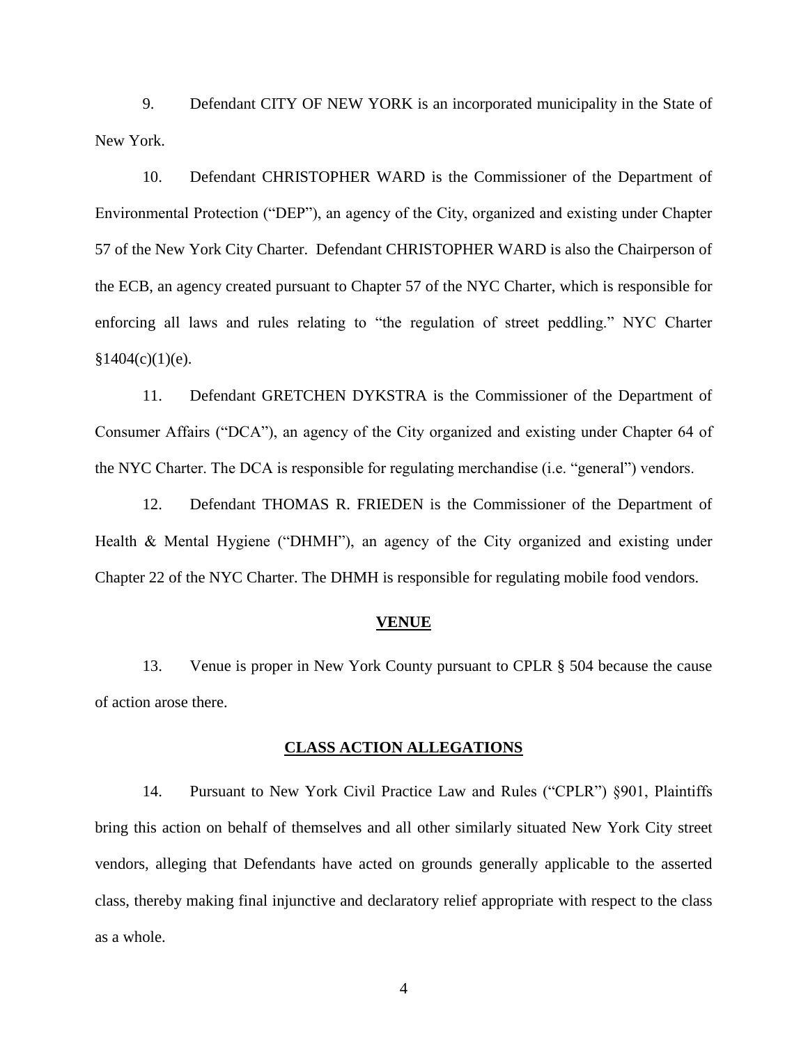9. Defendant CITY OF NEW YORK is an incorporated municipality in the State of New York.

10. Defendant CHRISTOPHER WARD is the Commissioner of the Department of Environmental Protection ("DEP"), an agency of the City, organized and existing under Chapter 57 of the New York City Charter. Defendant CHRISTOPHER WARD is also the Chairperson of the ECB, an agency created pursuant to Chapter 57 of the NYC Charter, which is responsible for enforcing all laws and rules relating to "the regulation of street peddling." NYC Charter §1404(c)(1)(e).

11. Defendant GRETCHEN DYKSTRA is the Commissioner of the Department of Consumer Affairs ("DCA"), an agency of the City organized and existing under Chapter 64 of the NYC Charter. The DCA is responsible for regulating merchandise (i.e. "general") vendors.

12. Defendant THOMAS R. FRIEDEN is the Commissioner of the Department of Health & Mental Hygiene ("DHMH"), an agency of the City organized and existing under Chapter 22 of the NYC Charter. The DHMH is responsible for regulating mobile food vendors.

## VENUE

13. Venue is proper in New York County pursuant to CPLR § 504 because the cause of action arose there.

## CLASS ACTION ALLEGATIONS

14. Pursuant to New York Civil Practice Law and Rules ("CPLR") §901, Plaintiffs bring this action on behalf of themselves and all other similarly situated New York City street vendors, alleging that Defendants have acted on grounds generally applicable to the asserted class, thereby making final injunctive and declaratory relief appropriate with respect to the class as a whole.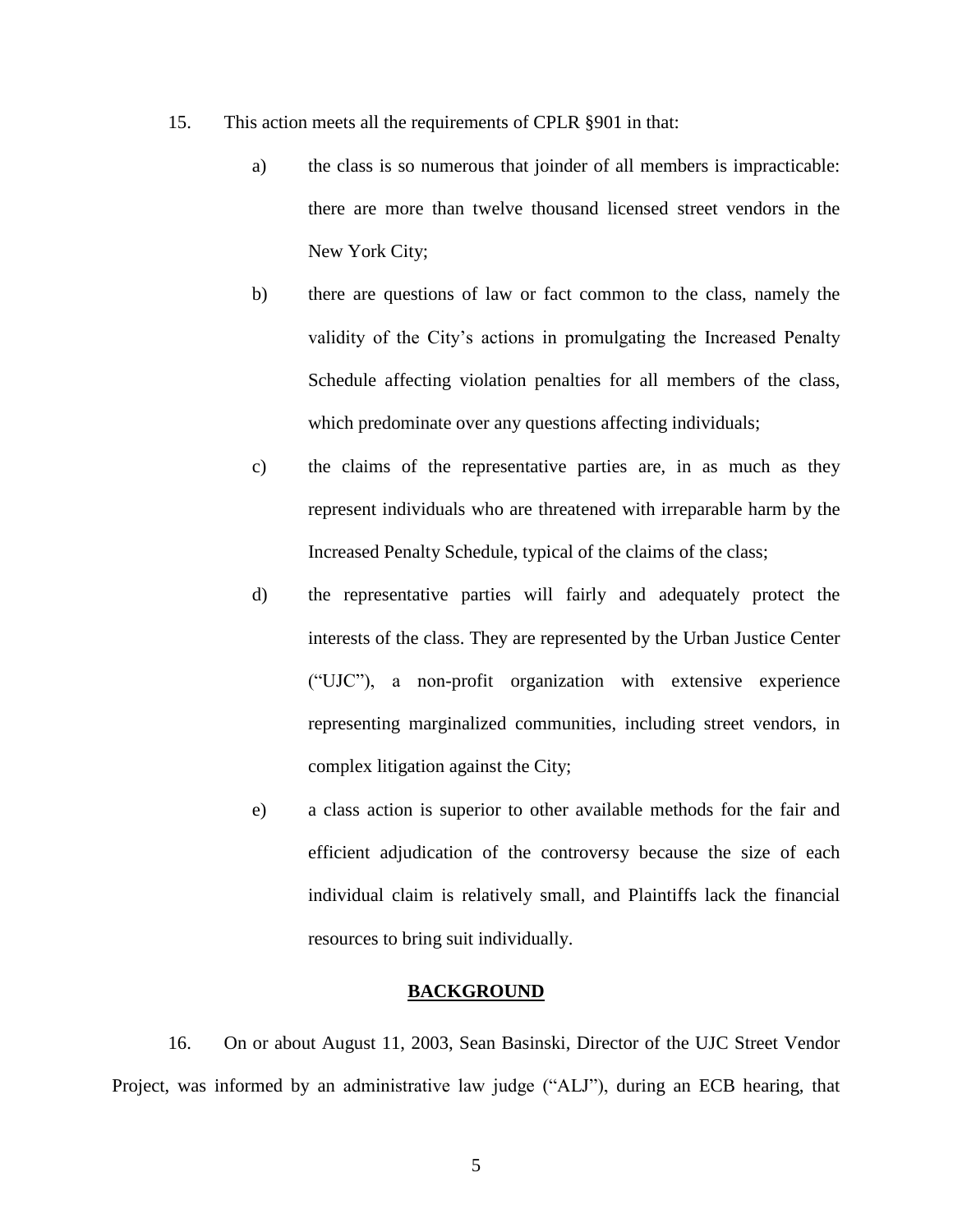15. This action meets all the requirements of CPLR §901 in that:

   a) the class is so numerous that joinder of all members is impracticable: there are more than twelve thousand licensed street vendors in the New York City;

   b) there are questions of law or fact common to the class, namely the validity of the City's actions in promulgating the Increased Penalty Schedule affecting violation penalties for all members of the class, which predominate over any questions affecting individuals;

   c) the claims of the representative parties are, in as much as they represent individuals who are threatened with irreparable harm by the Increased Penalty Schedule, typical of the claims of the class;

   d) the representative parties will fairly and adequately protect the interests of the class. They are represented by the Urban Justice Center ("UJC"), a non-profit organization with extensive experience representing marginalized communities, including street vendors, in complex litigation against the City;

   e) a class action is superior to other available methods for the fair and efficient adjudication of the controversy because the size of each individual claim is relatively small, and Plaintiffs lack the financial resources to bring suit individually.

## BACKGROUND

16. On or about August 11, 2003, Sean Basinski, Director of the UJC Street Vendor Project, was informed by an administrative law judge ("ALJ"), during an ECB hearing, that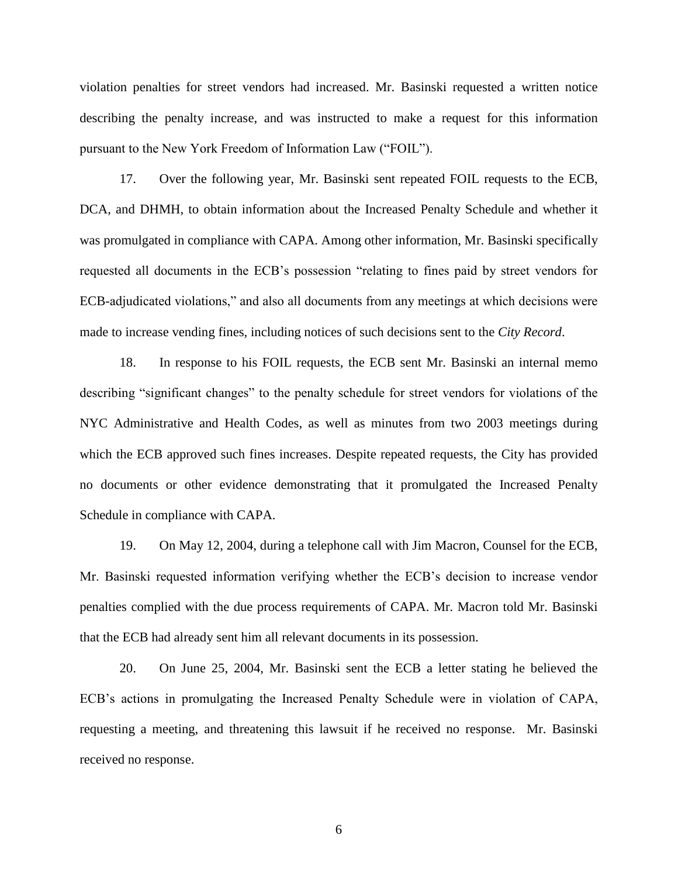violation penalties for street vendors had increased. Mr. Basinski requested a written notice describing the penalty increase, and was instructed to make a request for this information pursuant to the New York Freedom of Information Law ("FOIL").

17. Over the following year, Mr. Basinski sent repeated FOIL requests to the ECB, DCA, and DHMH, to obtain information about the Increased Penalty Schedule and whether it was promulgated in compliance with CAPA. Among other information, Mr. Basinski specifically requested all documents in the ECB's possession "relating to fines paid by street vendors for ECB-adjudicated violations," and also all documents from any meetings at which decisions were made to increase vending fines, including notices of such decisions sent to the *City Record*.

18. In response to his FOIL requests, the ECB sent Mr. Basinski an internal memo describing "significant changes" to the penalty schedule for street vendors for violations of the NYC Administrative and Health Codes, as well as minutes from two 2003 meetings during which the ECB approved such fines increases. Despite repeated requests, the City has provided no documents or other evidence demonstrating that it promulgated the Increased Penalty Schedule in compliance with CAPA.

19. On May 12, 2004, during a telephone call with Jim Macron, Counsel for the ECB, Mr. Basinski requested information verifying whether the ECB's decision to increase vendor penalties complied with the due process requirements of CAPA. Mr. Macron told Mr. Basinski that the ECB had already sent him all relevant documents in its possession.

20. On June 25, 2004, Mr. Basinski sent the ECB a letter stating he believed the ECB's actions in promulgating the Increased Penalty Schedule were in violation of CAPA, requesting a meeting, and threatening this lawsuit if he received no response. Mr. Basinski received no response.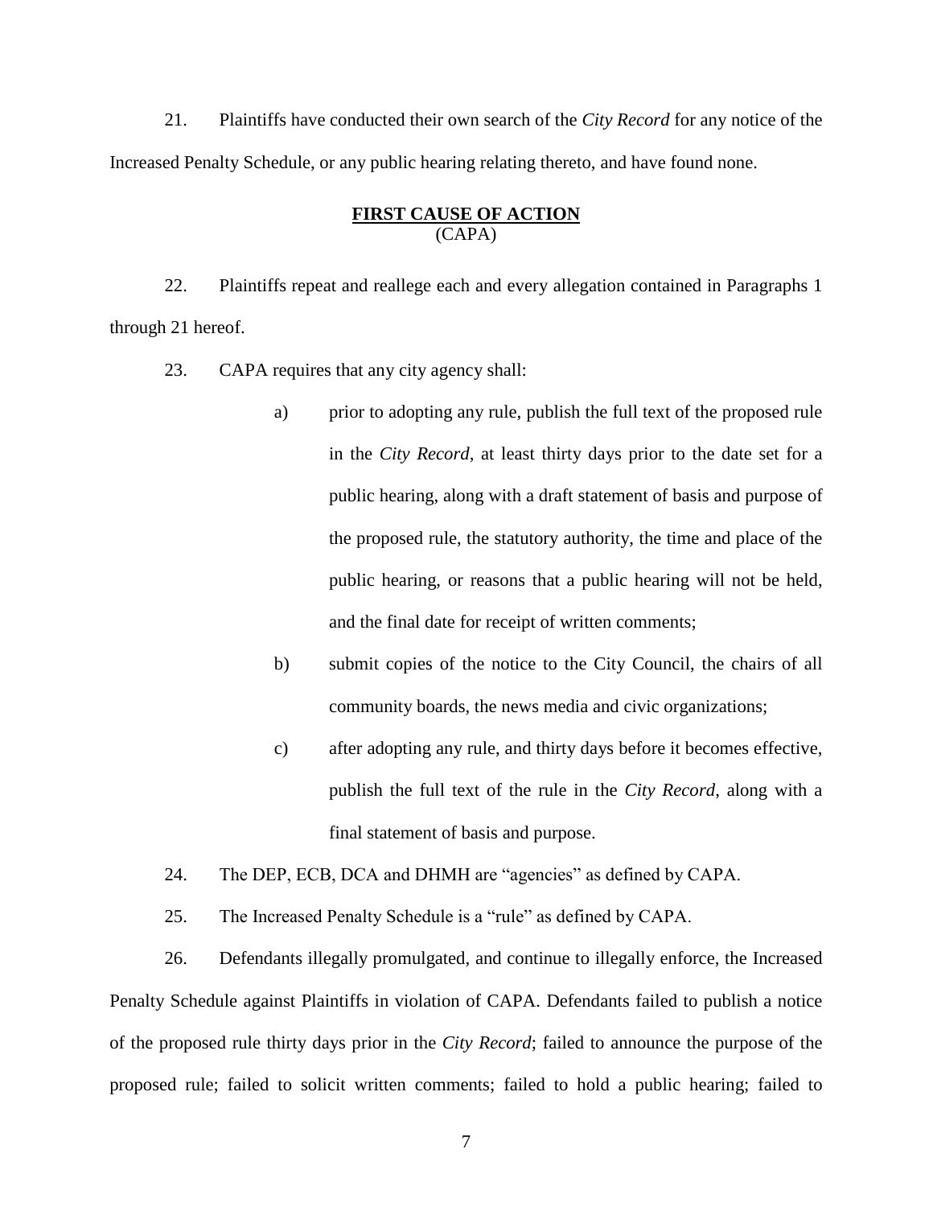21. Plaintiffs have conducted their own search of the *City Record* for any notice of the Increased Penalty Schedule, or any public hearing relating thereto, and have found none.

**FIRST CAUSE OF ACTION**
(CAPA)

22. Plaintiffs repeat and reallege each and every allegation contained in Paragraphs 1 through 21 hereof.

23. CAPA requires that any city agency shall:

a) prior to adopting any rule, publish the full text of the proposed rule in the *City Record*, at least thirty days prior to the date set for a public hearing, along with a draft statement of basis and purpose of the proposed rule, the statutory authority, the time and place of the public hearing, or reasons that a public hearing will not be held, and the final date for receipt of written comments;

b) submit copies of the notice to the City Council, the chairs of all community boards, the news media and civic organizations;

c) after adopting any rule, and thirty days before it becomes effective, publish the full text of the rule in the *City Record*, along with a final statement of basis and purpose.

24. The DEP, ECB, DCA and DHMH are "agencies" as defined by CAPA.

25. The Increased Penalty Schedule is a "rule" as defined by CAPA.

26. Defendants illegally promulgated, and continue to illegally enforce, the Increased Penalty Schedule against Plaintiffs in violation of CAPA. Defendants failed to publish a notice of the proposed rule thirty days prior in the *City Record*; failed to announce the purpose of the proposed rule; failed to solicit written comments; failed to hold a public hearing; failed to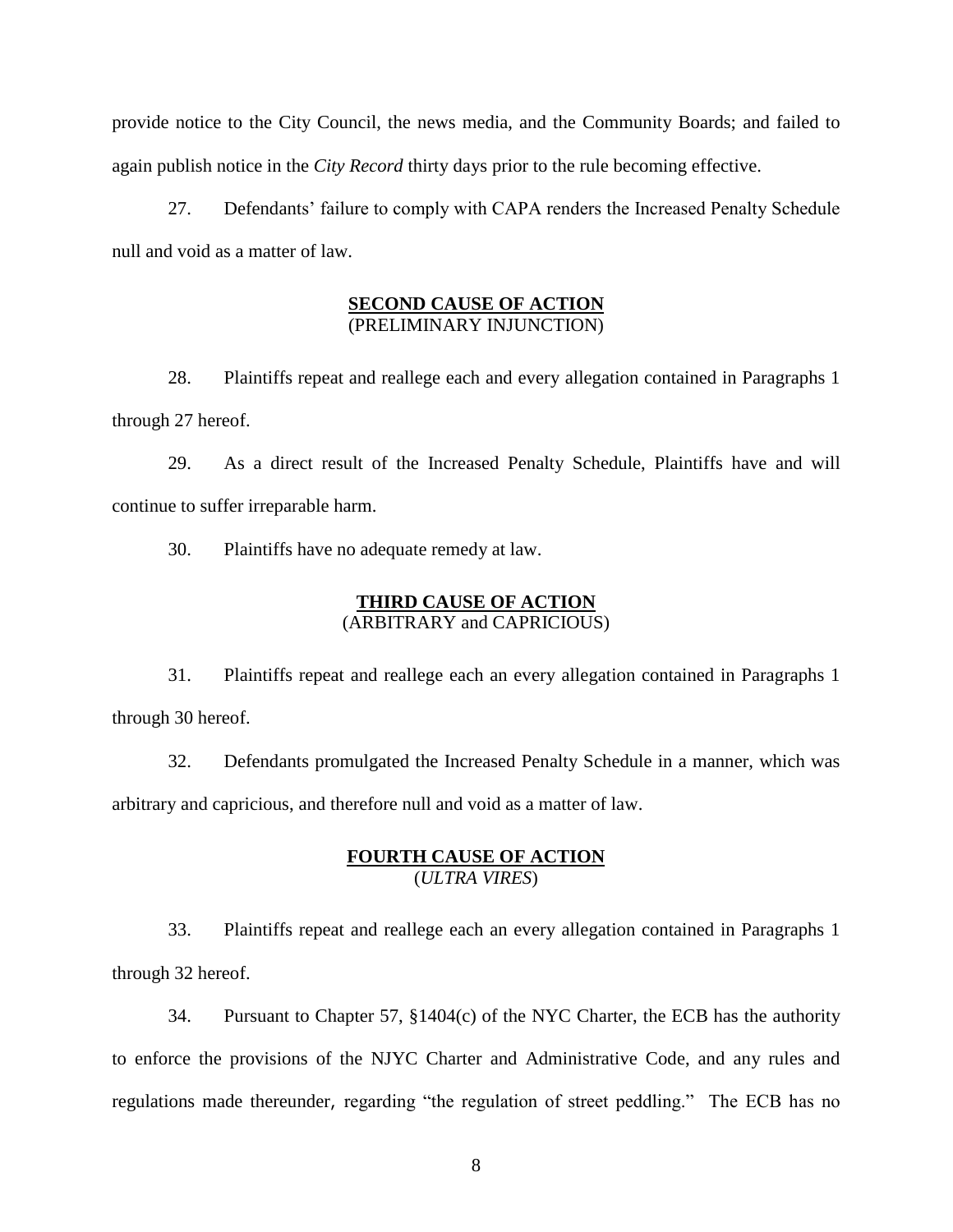provide notice to the City Council, the news media, and the Community Boards; and failed to again publish notice in the *City Record* thirty days prior to the rule becoming effective.

27. Defendants' failure to comply with CAPA renders the Increased Penalty Schedule null and void as a matter of law.

**SECOND CAUSE OF ACTION**
(PRELIMINARY INJUNCTION)

28. Plaintiffs repeat and reallege each and every allegation contained in Paragraphs 1 through 27 hereof.

29. As a direct result of the Increased Penalty Schedule, Plaintiffs have and will continue to suffer irreparable harm.

30. Plaintiffs have no adequate remedy at law.

**THIRD CAUSE OF ACTION**
(ARBITRARY and CAPRICIOUS)

31. Plaintiffs repeat and reallege each an every allegation contained in Paragraphs 1 through 30 hereof.

32. Defendants promulgated the Increased Penalty Schedule in a manner, which was arbitrary and capricious, and therefore null and void as a matter of law.

**FOURTH CAUSE OF ACTION**
(*ULTRA VIRES*)

33. Plaintiffs repeat and reallege each an every allegation contained in Paragraphs 1 through 32 hereof.

34. Pursuant to Chapter 57, §1404(c) of the NYC Charter, the ECB has the authority to enforce the provisions of the NJYC Charter and Administrative Code, and any rules and regulations made thereunder, regarding "the regulation of street peddling." The ECB has no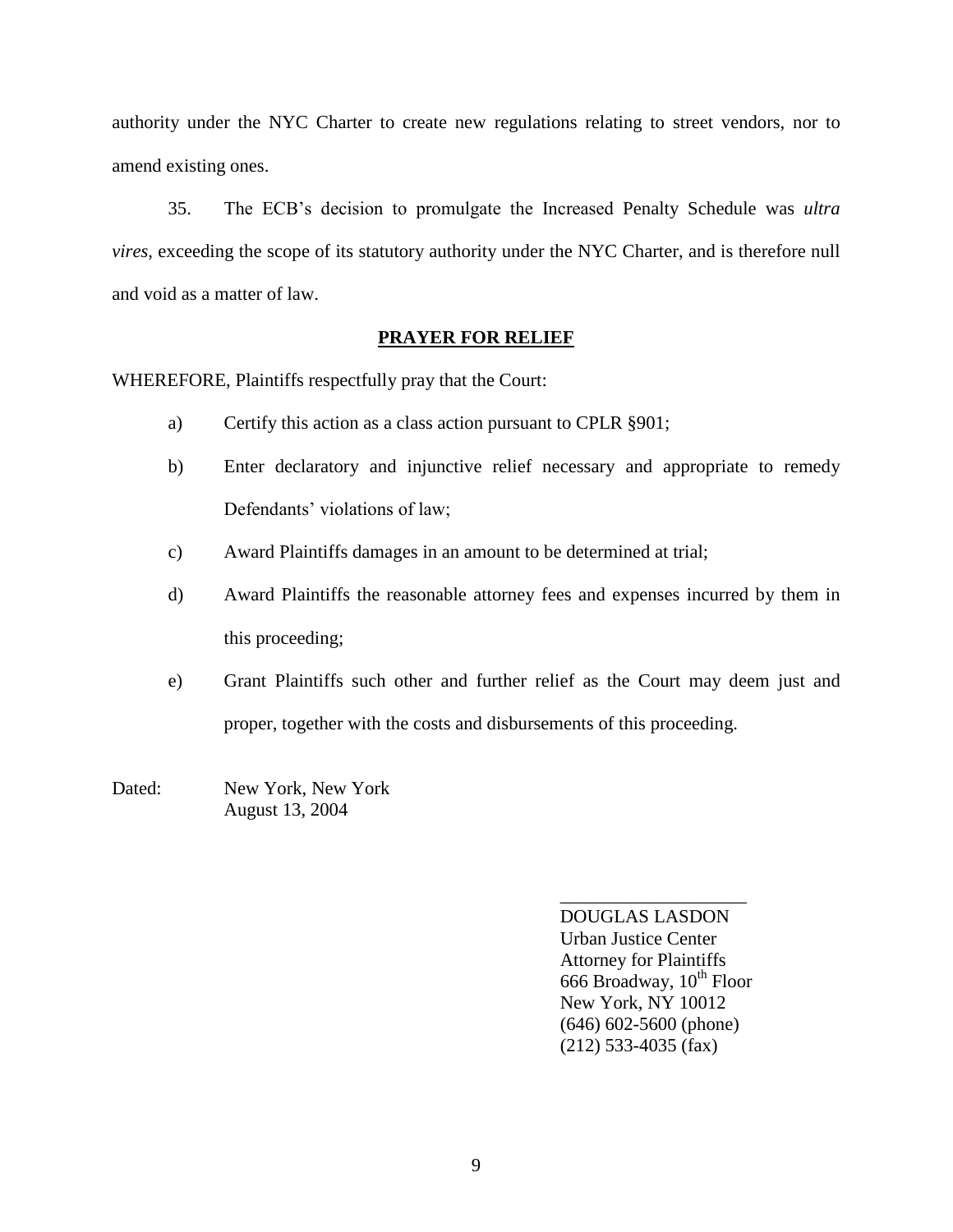authority under the NYC Charter to create new regulations relating to street vendors, nor to amend existing ones.

35. The ECB's decision to promulgate the Increased Penalty Schedule was *ultra vires*, exceeding the scope of its statutory authority under the NYC Charter, and is therefore null and void as a matter of law.

**PRAYER FOR RELIEF**

WHEREFORE, Plaintiffs respectfully pray that the Court:

a) Certify this action as a class action pursuant to CPLR §901;

b) Enter declaratory and injunctive relief necessary and appropriate to remedy Defendants' violations of law;

c) Award Plaintiffs damages in an amount to be determined at trial;

d) Award Plaintiffs the reasonable attorney fees and expenses incurred by them in this proceeding;

e) Grant Plaintiffs such other and further relief as the Court may deem just and proper, together with the costs and disbursements of this proceeding.

Dated: New York, New York
August 13, 2004

\_\_\_\_\_\_\_\_\_\_\_\_\_\_\_\_\_\_\_\_

DOUGLAS LASDON
Urban Justice Center
Attorney for Plaintiffs
666 Broadway, 10th Floor
New York, NY 10012
(646) 602-5600 (phone)
(212) 533-4035 (fax)